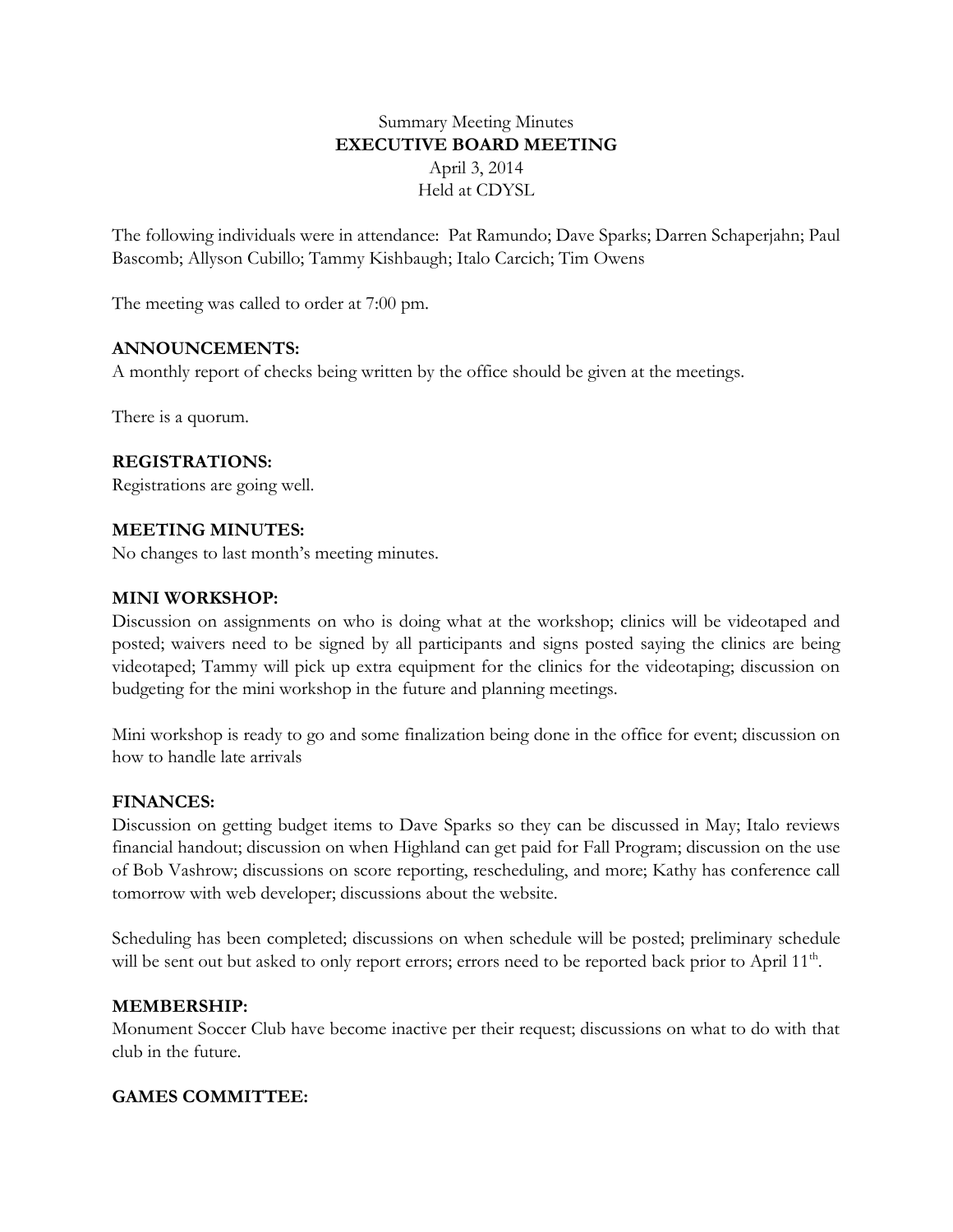Summary Meeting Minutes

**EXECUTIVE BOARD MEETING**

April 3, 2014

Held at CDYSL

The following individuals were in attendance: Pat Ramundo; Dave Sparks; Darren Schaperjahn; Paul Bascomb; Allyson Cubillo; Tammy Kishbaugh; Italo Carcich; Tim Owens

The meeting was called to order at 7:00 pm.

**ANNOUNCEMENTS:**

A monthly report of checks being written by the office should be given at the meetings.

There is a quorum.

**REGISTRATIONS:**

Registrations are going well.

**MEETING MINUTES:**

No changes to last month's meeting minutes.

**MINI WORKSHOP:**

Discussion on assignments on who is doing what at the workshop; clinics will be videotaped and posted; waivers need to be signed by all participants and signs posted saying the clinics are being videotaped; Tammy will pick up extra equipment for the clinics for the videotaping; discussion on budgeting for the mini workshop in the future and planning meetings.

Mini workshop is ready to go and some finalization being done in the office for event; discussion on how to handle late arrivals

**FINANCES:**

Discussion on getting budget items to Dave Sparks so they can be discussed in May; Italo reviews financial handout; discussion on when Highland can get paid for Fall Program; discussion on the use of Bob Vashrow; discussions on score reporting, rescheduling, and more; Kathy has conference call tomorrow with web developer; discussions about the website.

Scheduling has been completed; discussions on when schedule will be posted; preliminary schedule will be sent out but asked to only report errors; errors need to be reported back prior to April 11th.

**MEMBERSHIP:**

Monument Soccer Club have become inactive per their request; discussions on what to do with that club in the future.

**GAMES COMMITTEE:**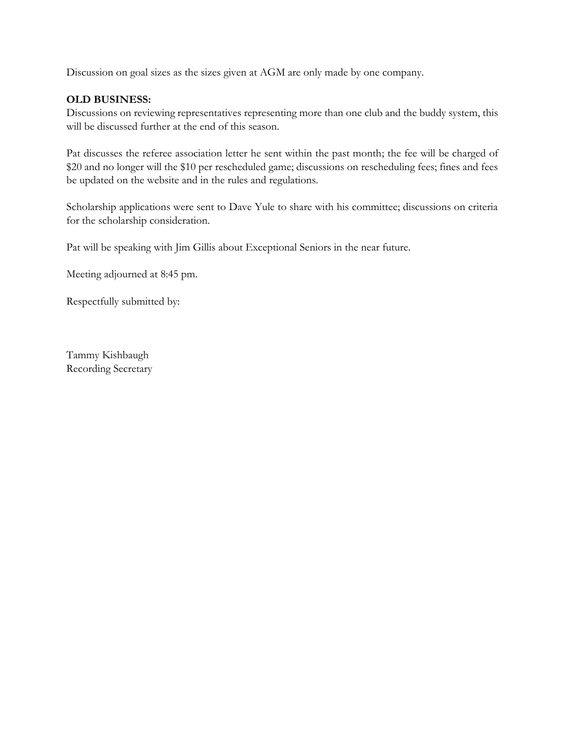Discussion on goal sizes as the sizes given at AGM are only made by one company.

**OLD BUSINESS:**

Discussions on reviewing representatives representing more than one club and the buddy system, this will be discussed further at the end of this season.

Pat discusses the referee association letter he sent within the past month; the fee will be charged of $20 and no longer will the $10 per rescheduled game; discussions on rescheduling fees; fines and fees be updated on the website and in the rules and regulations.

Scholarship applications were sent to Dave Yule to share with his committee; discussions on criteria for the scholarship consideration.

Pat will be speaking with Jim Gillis about Exceptional Seniors in the near future.

Meeting adjourned at 8:45 pm.

Respectfully submitted by:

Tammy Kishbaugh
Recording Secretary